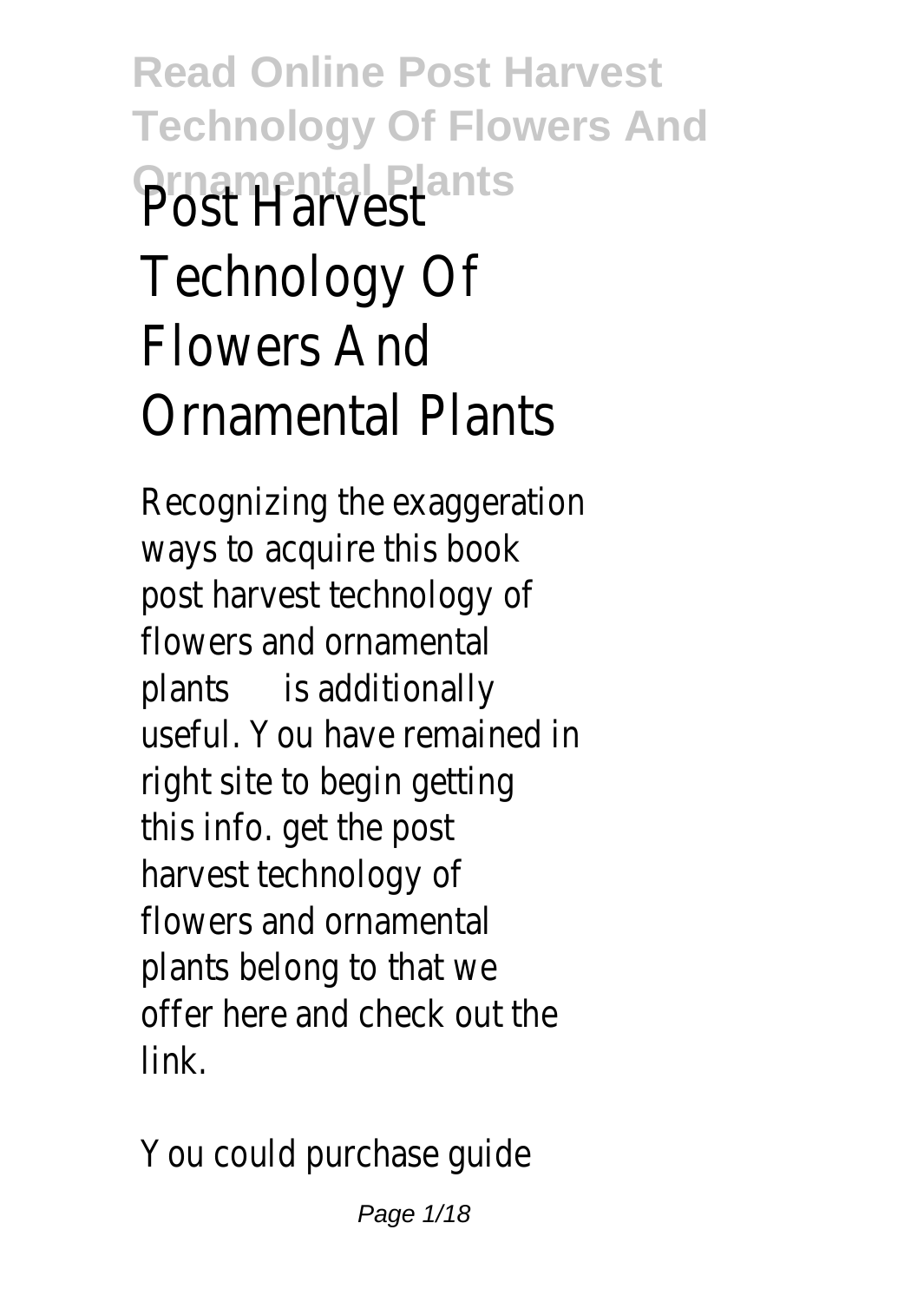# Post Harvest Technology Of Flowers And Ornamental Plants

Recognizing the exaggeration ways to acquire this book **post harvest technology of flowers and ornamental plants** is additionally useful. You have remained in right site to begin getting this info. get the post harvest technology of flowers and ornamental plants belong to that we offer here and check out the link.

You could purchase guide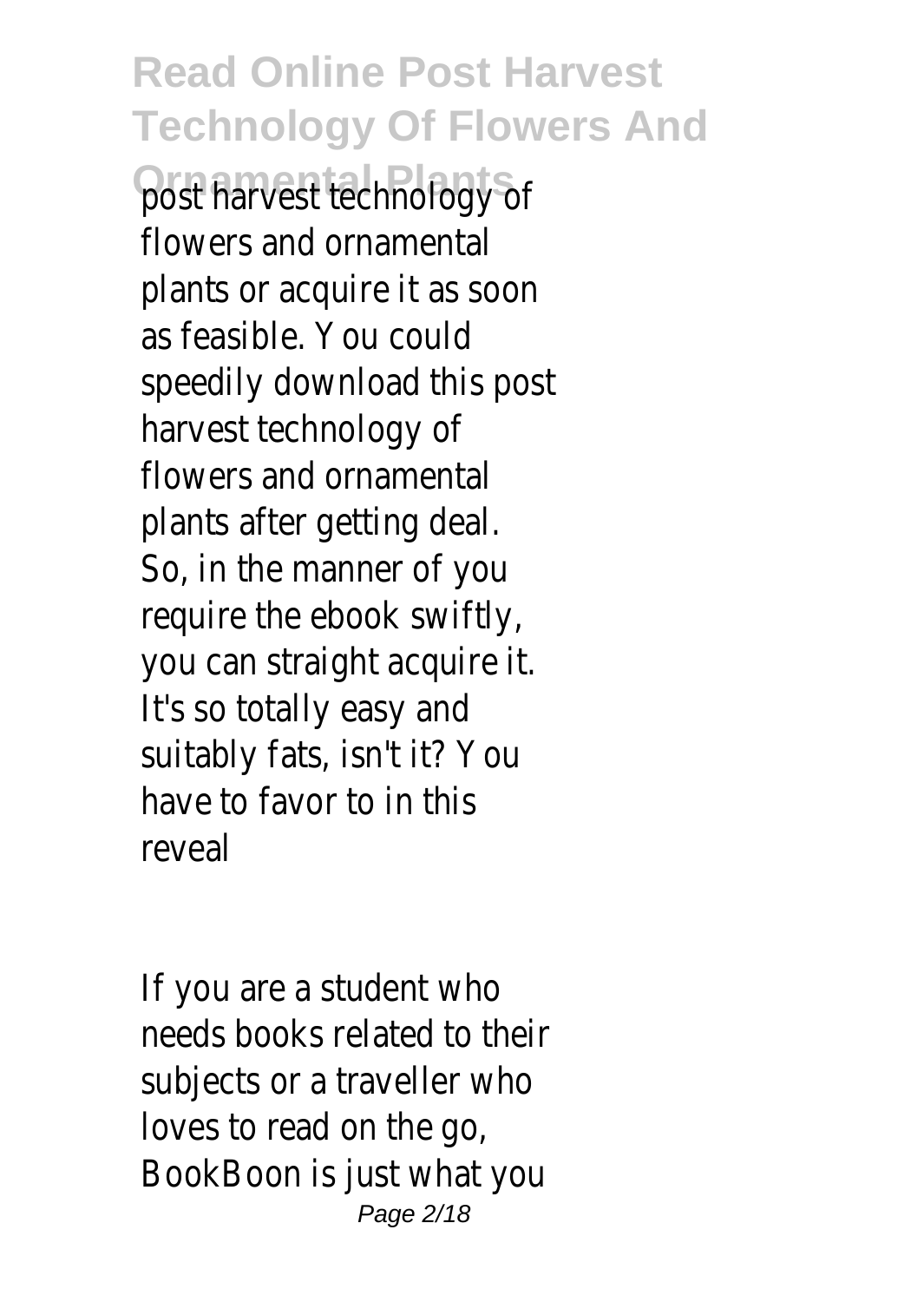post harvest technology of flowers and ornamental plants or acquire it as soon as feasible. You could speedily download this post harvest technology of flowers and ornamental plants after getting deal. So, in the manner of you require the ebook swiftly, you can straight acquire it. It's so totally easy and suitably fats, isn't it? You have to favor to in this reveal

If you are a student who needs books related to their subjects or a traveller who loves to read on the go, BookBoon is just what you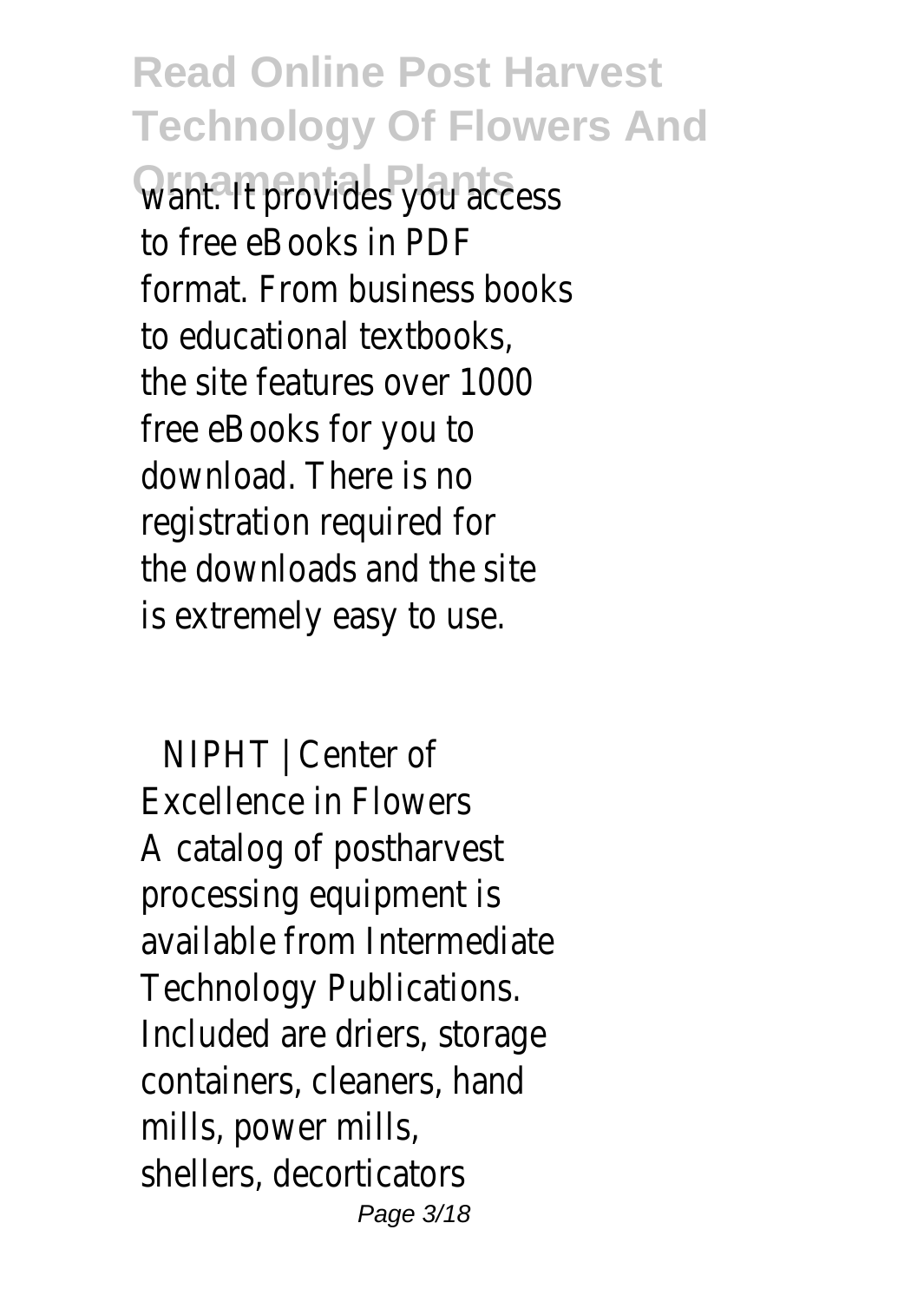want. It provides you access to free eBooks in PDF format. From business books to educational textbooks, the site features over 1000 free eBooks for you to download. There is no registration required for the downloads and the site is extremely easy to use.

NIPHT | Center of Excellence in Flowers

A catalog of postharvest processing equipment is available from Intermediate Technology Publications. Included are driers, storage containers, cleaners, hand mills, power mills, shellers, decorticators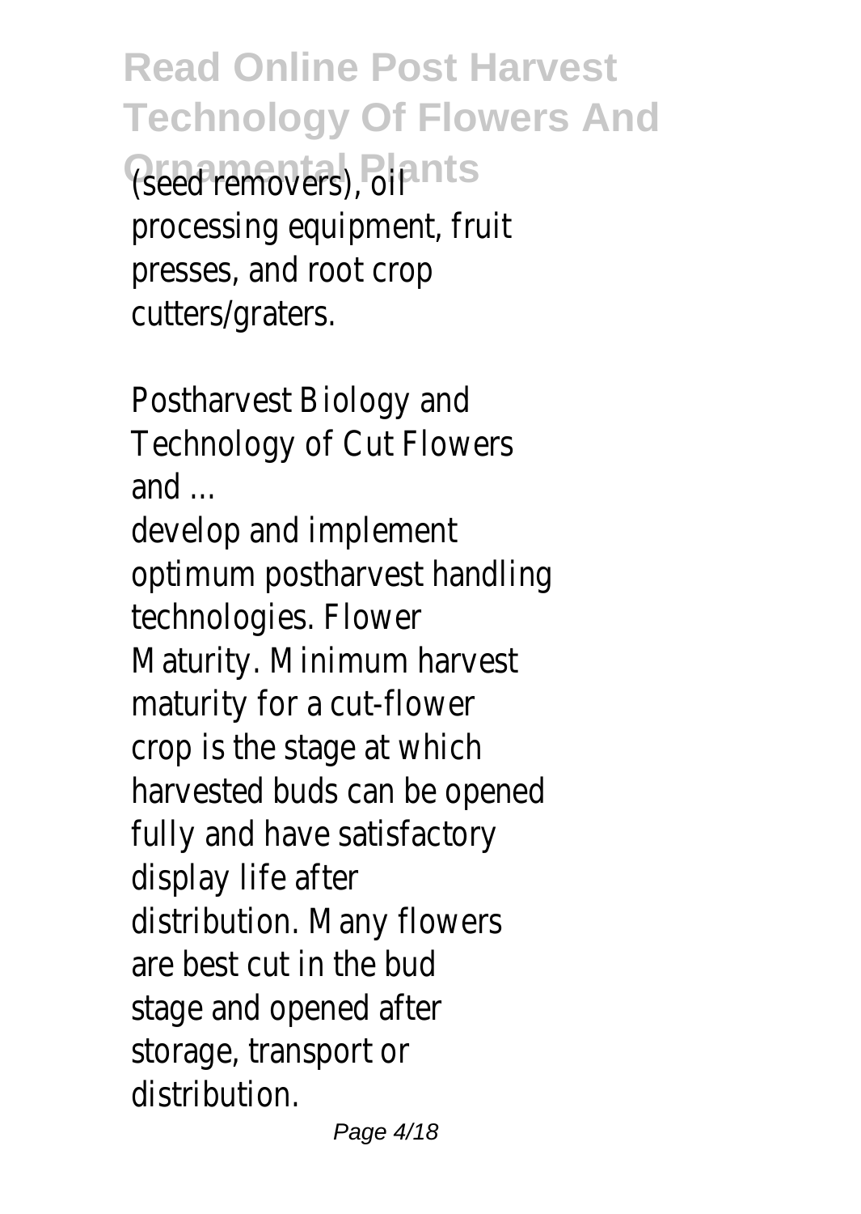(seed removers), oil processing equipment, fruit presses, and root crop cutters/graters.

Postharvest Biology and Technology of Cut Flowers and ...

develop and implement optimum postharvest handling technologies. Flower Maturity. Minimum harvest maturity for a cut-flower crop is the stage at which harvested buds can be opened fully and have satisfactory display life after distribution. Many flowers are best cut in the bud stage and opened after storage, transport or distribution.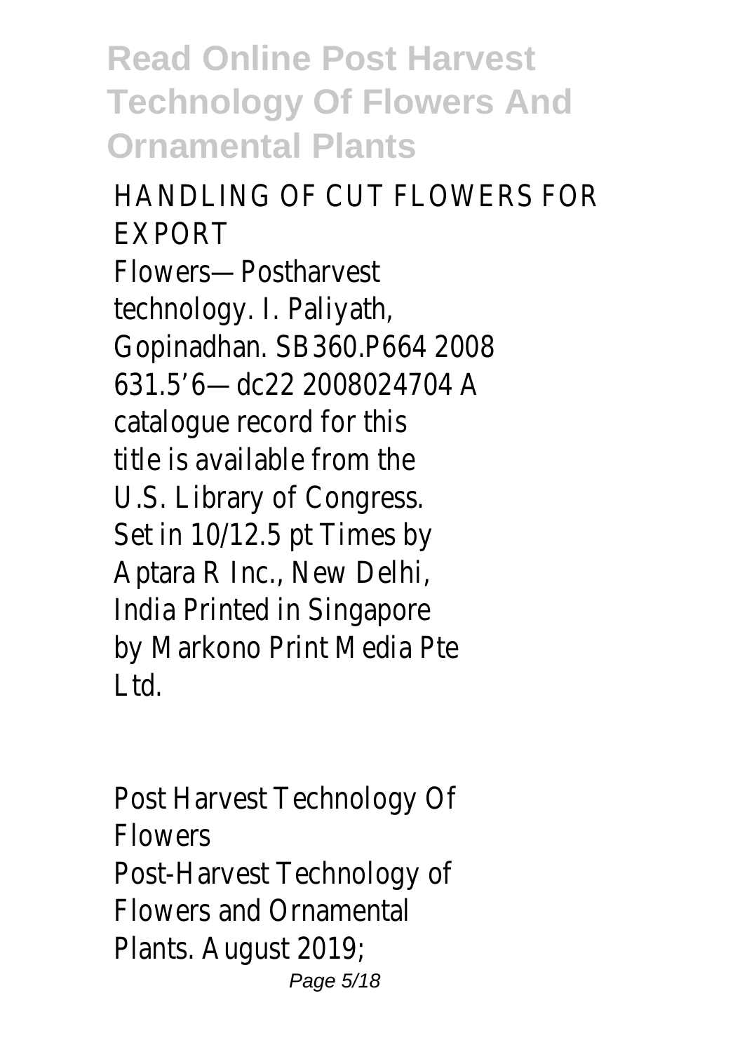HANDLING OF CUT FLOWERS FOR EXPORT

Flowers—Postharvest technology. I. Paliyath, Gopinadhan. SB360.P664 2008 631.5'6—dc22 2008024704 A catalogue record for this title is available from the U.S. Library of Congress. Set in 10/12.5 pt Times by Aptara R Inc., New Delhi, India Printed in Singapore by Markono Print Media Pte Ltd.

Post Harvest Technology Of Flowers

Post-Harvest Technology of Flowers and Ornamental Plants. August 2019;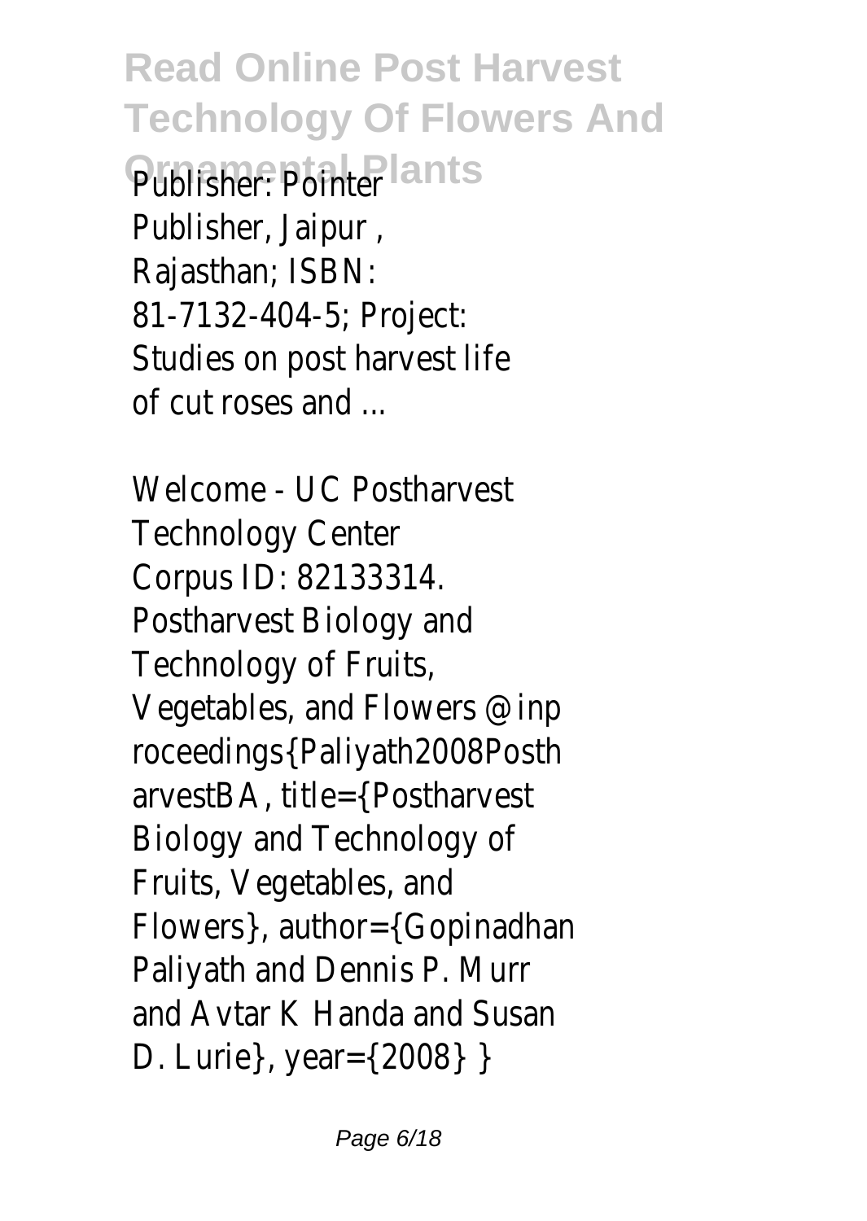Publisher: Pointer Publisher, Jaipur , Rajasthan; ISBN: 81-7132-404-5; Project: Studies on post harvest life of cut roses and ...

Welcome - UC Postharvest Technology Center

Corpus ID: 82133314. Postharvest Biology and Technology of Fruits, Vegetables, and Flowers @inproceedings{Paliyath2008PostharvestBA, title={Postharvest Biology and Technology of Fruits, Vegetables, and Flowers}, author={Gopinadhan Paliyath and Dennis P. Murr and Avtar K Handa and Susan D. Lurie}, year={2008} }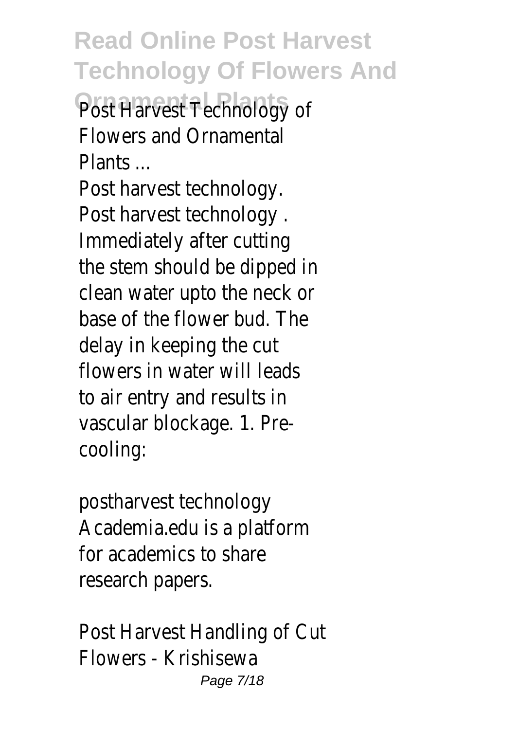Post Harvest Technology of Flowers and Ornamental Plants ...

Post harvest technology. Post harvest technology . Immediately after cutting the stem should be dipped in clean water upto the neck or base of the flower bud. The delay in keeping the cut flowers in water will leads to air entry and results in vascular blockage. 1. Pre-cooling:

postharvest technology
Academia.edu is a platform for academics to share research papers.

Post Harvest Handling of Cut Flowers - Krishisewa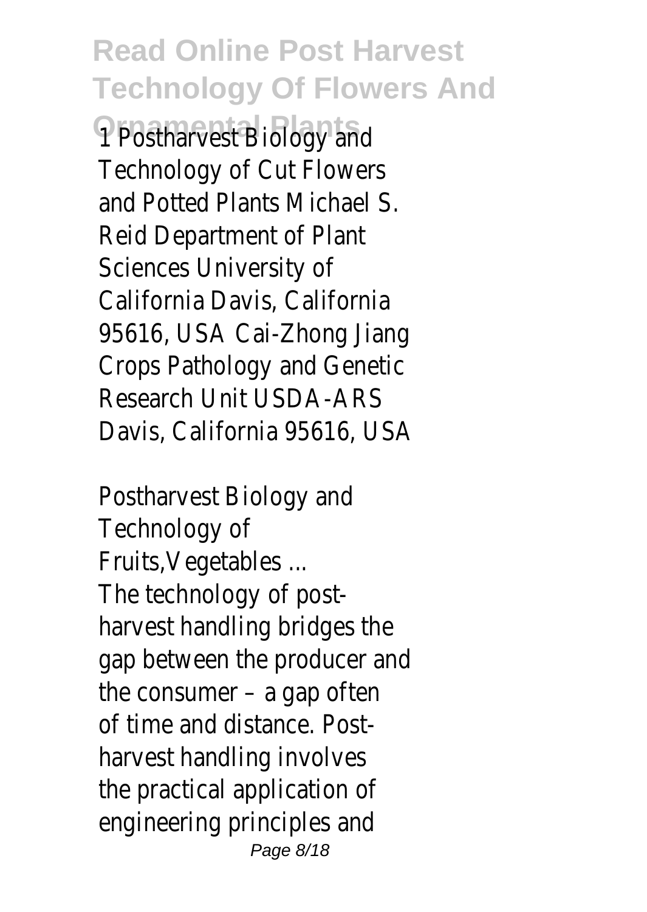1 Postharvest Biology and Technology of Cut Flowers and Potted Plants Michael S. Reid Department of Plant Sciences University of California Davis, California 95616, USA Cai-Zhong Jiang Crops Pathology and Genetic Research Unit USDA-ARS Davis, California 95616, USA

Postharvest Biology and Technology of Fruits,Vegetables ...

The technology of post-harvest handling bridges the gap between the producer and the consumer – a gap often of time and distance. Post-harvest handling involves the practical application of engineering principles and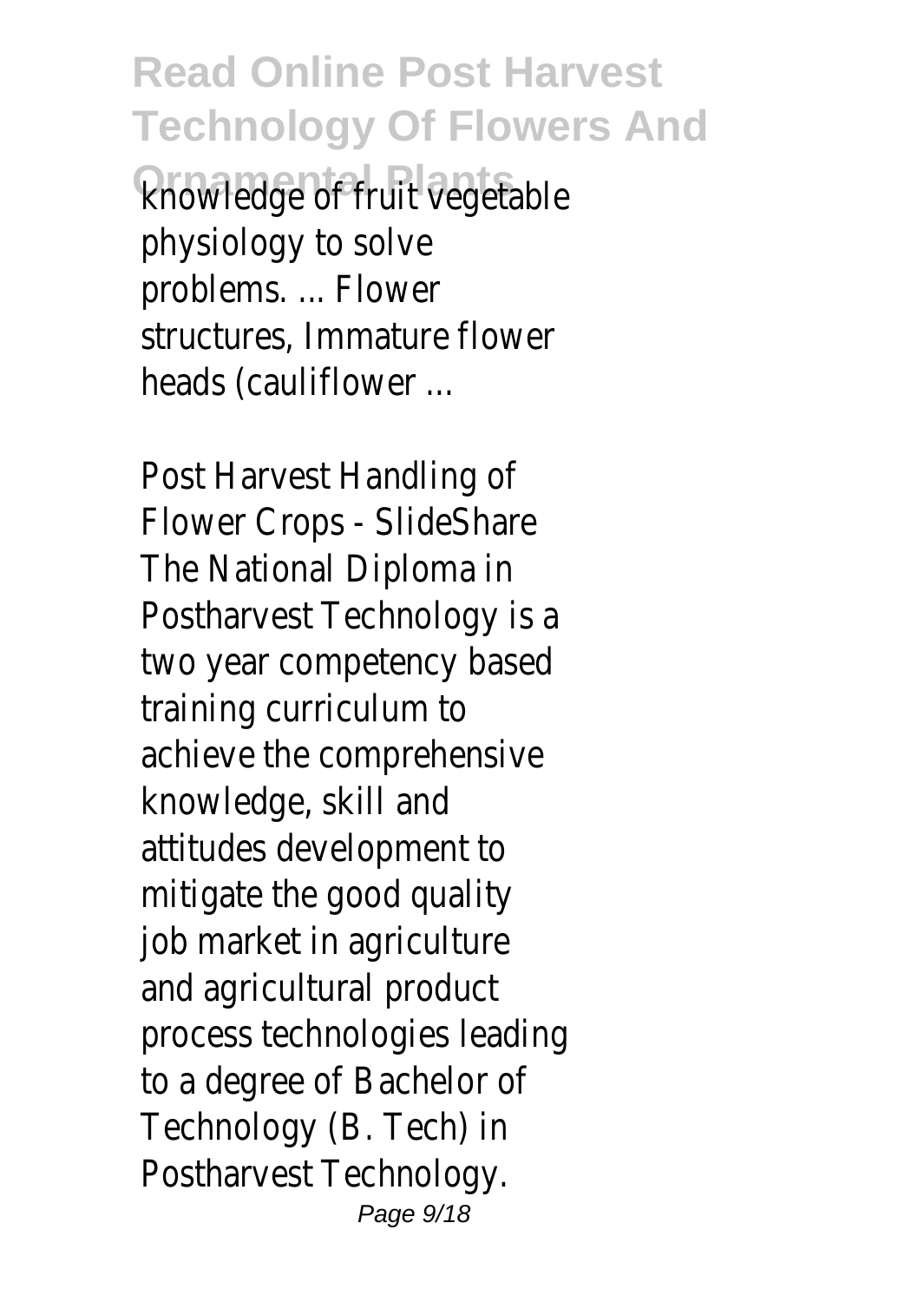knowledge of fruit vegetable physiology to solve problems. ... Flower structures, Immature flower heads (cauliflower ...

Post Harvest Handling of Flower Crops - SlideShare
The National Diploma in Postharvest Technology is a two year competency based training curriculum to achieve the comprehensive knowledge, skill and attitudes development to mitigate the good quality job market in agriculture and agricultural product process technologies leading to a degree of Bachelor of Technology (B. Tech) in Postharvest Technology.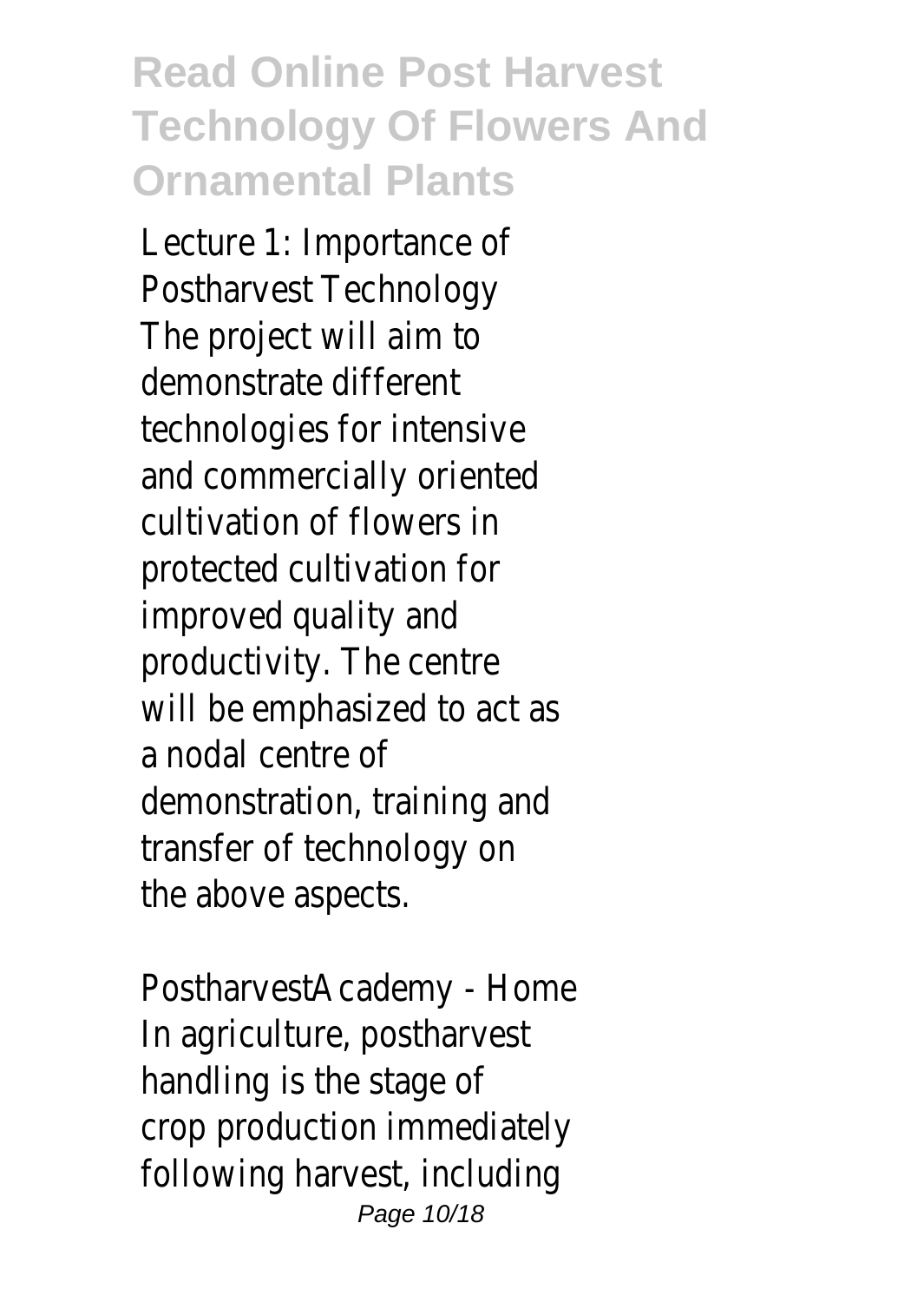Lecture 1: Importance of Postharvest Technology
The project will aim to demonstrate different technologies for intensive and commercially oriented cultivation of flowers in protected cultivation for improved quality and productivity. The centre will be emphasized to act as a nodal centre of demonstration, training and transfer of technology on the above aspects.

PostharvestAcademy - Home
In agriculture, postharvest handling is the stage of crop production immediately following harvest, including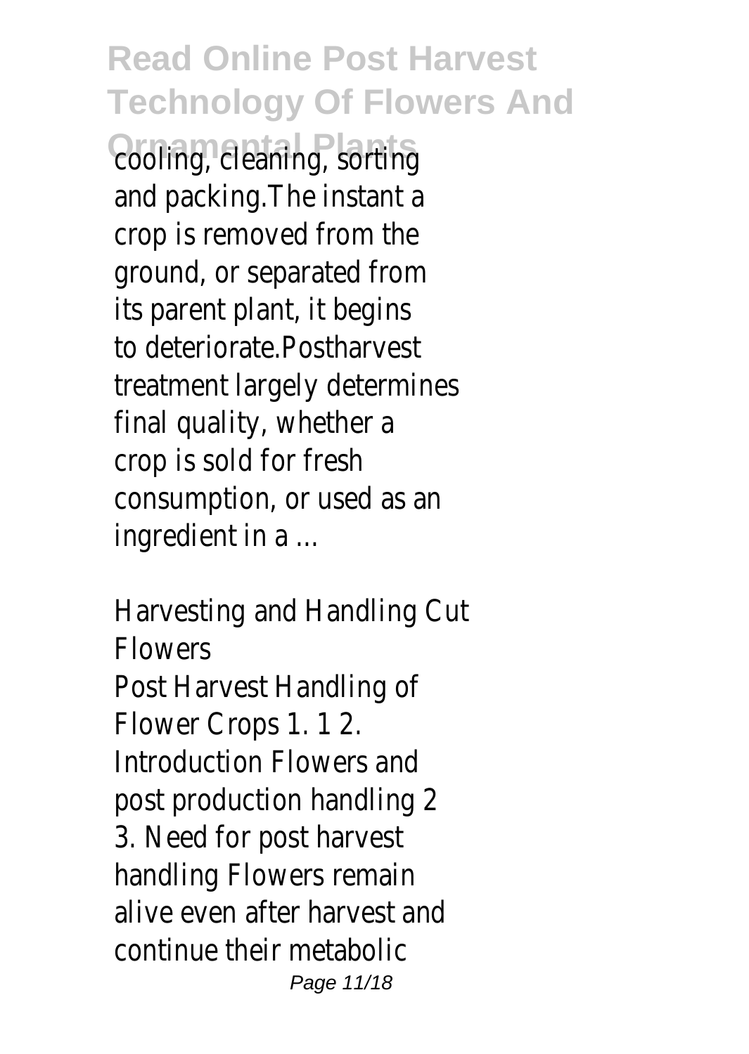cooling, cleaning, sorting and packing.The instant a crop is removed from the ground, or separated from its parent plant, it begins to deteriorate.Postharvest treatment largely determines final quality, whether a crop is sold for fresh consumption, or used as an ingredient in a ...

## Harvesting and Handling Cut Flowers

Post Harvest Handling of Flower Crops 1. 1 2. Introduction Flowers and post production handling 2 3. Need for post harvest handling Flowers remain alive even after harvest and continue their metabolic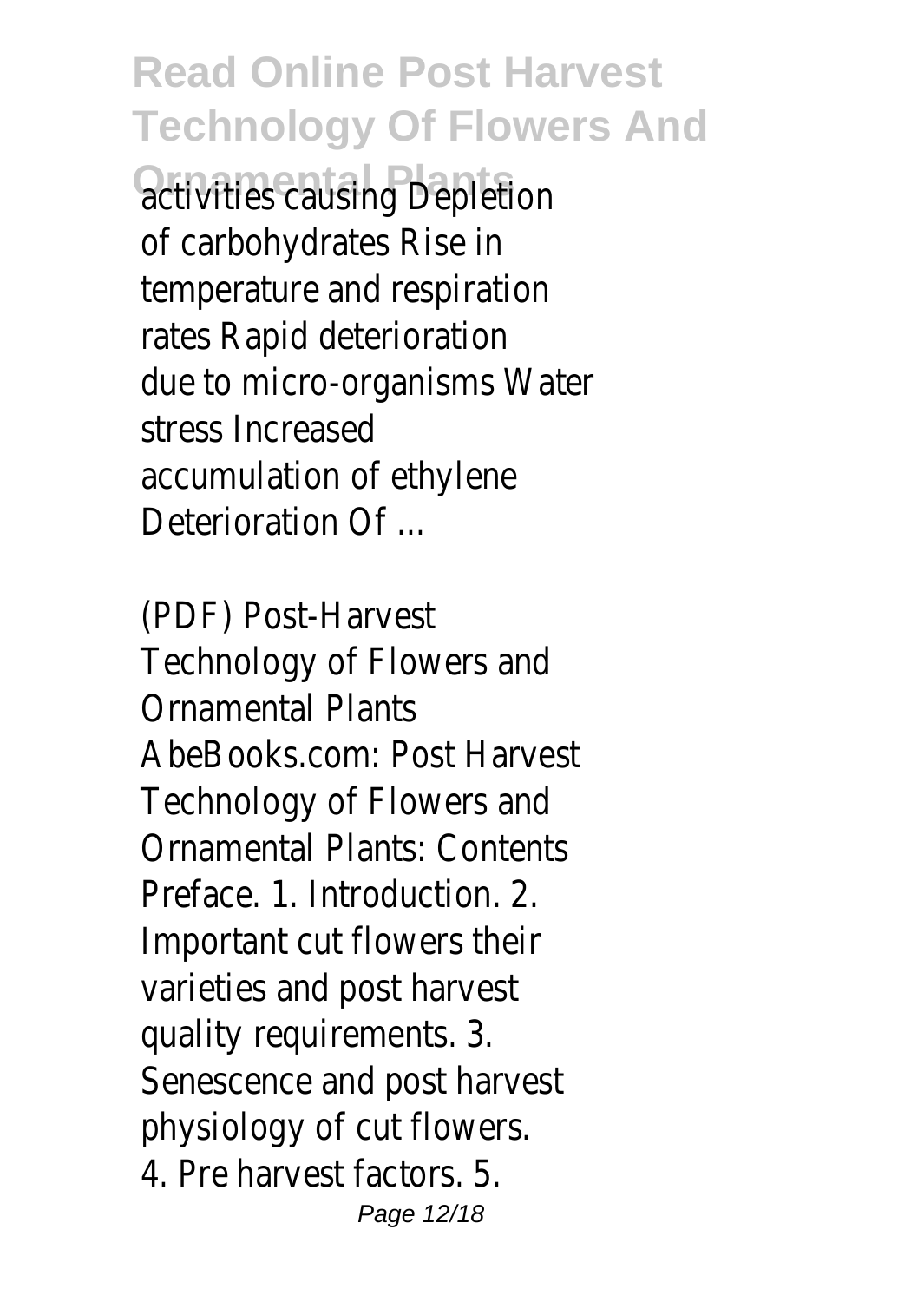activities causing Depletion of carbohydrates Rise in temperature and respiration rates Rapid deterioration due to micro-organisms Water stress Increased accumulation of ethylene Deterioration Of ...

(PDF) Post-Harvest Technology of Flowers and Ornamental Plants

AbeBooks.com: Post Harvest Technology of Flowers and Ornamental Plants: Contents Preface. 1. Introduction. 2. Important cut flowers their varieties and post harvest quality requirements. 3. Senescence and post harvest physiology of cut flowers. 4. Pre harvest factors. 5.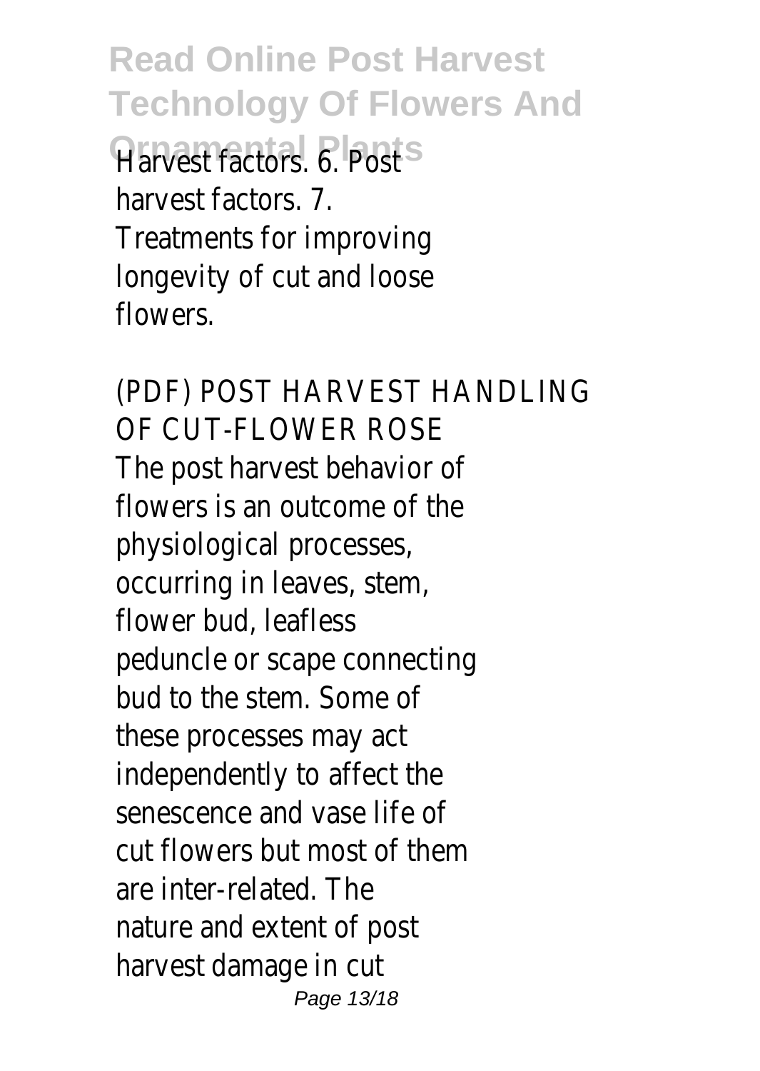Harvest factors. 6. Post harvest factors. 7. Treatments for improving longevity of cut and loose flowers.

(PDF) POST HARVEST HANDLING OF CUT-FLOWER ROSE

The post harvest behavior of flowers is an outcome of the physiological processes, occurring in leaves, stem, flower bud, leafless peduncle or scape connecting bud to the stem. Some of these processes may act independently to affect the senescence and vase life of cut flowers but most of them are inter-related. The nature and extent of post harvest damage in cut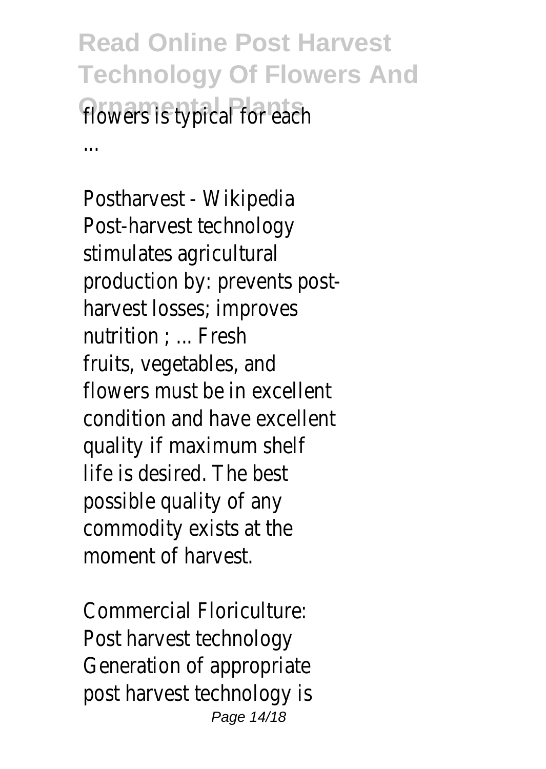flowers is typical for each ...

Postharvest - Wikipedia
Post-harvest technology stimulates agricultural production by: prevents post-harvest losses; improves nutrition ; ... Fresh fruits, vegetables, and flowers must be in excellent condition and have excellent quality if maximum shelf life is desired. The best possible quality of any commodity exists at the moment of harvest.

Commercial Floriculture: Post harvest technology
Generation of appropriate post harvest technology is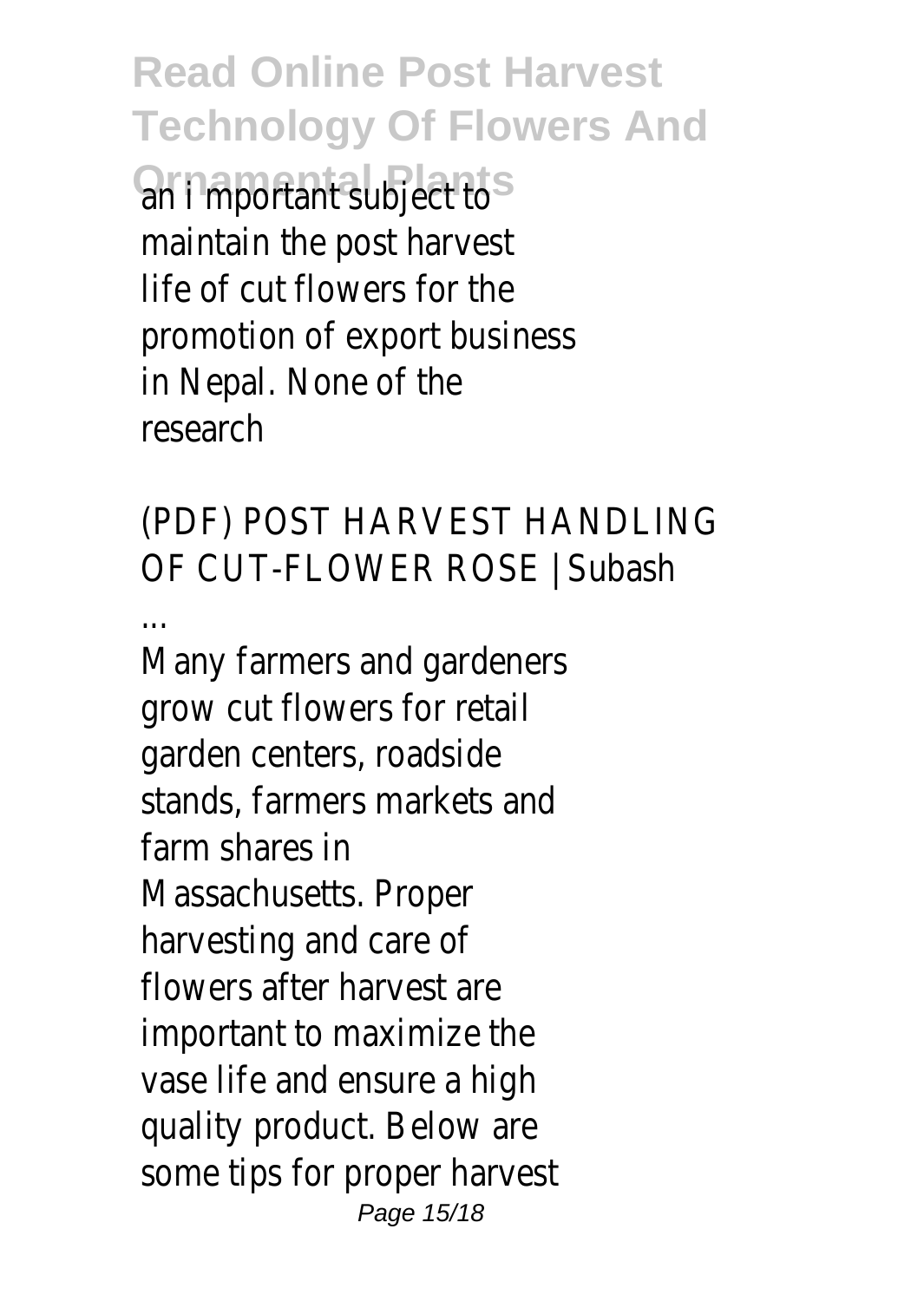an i mportant subject to maintain the post harvest life of cut flowers for the promotion of export business in Nepal. None of the research

(PDF) POST HARVEST HANDLING OF CUT-FLOWER ROSE | Subash ...

Many farmers and gardeners grow cut flowers for retail garden centers, roadside stands, farmers markets and farm shares in Massachusetts. Proper harvesting and care of flowers after harvest are important to maximize the vase life and ensure a high quality product. Below are some tips for proper harvest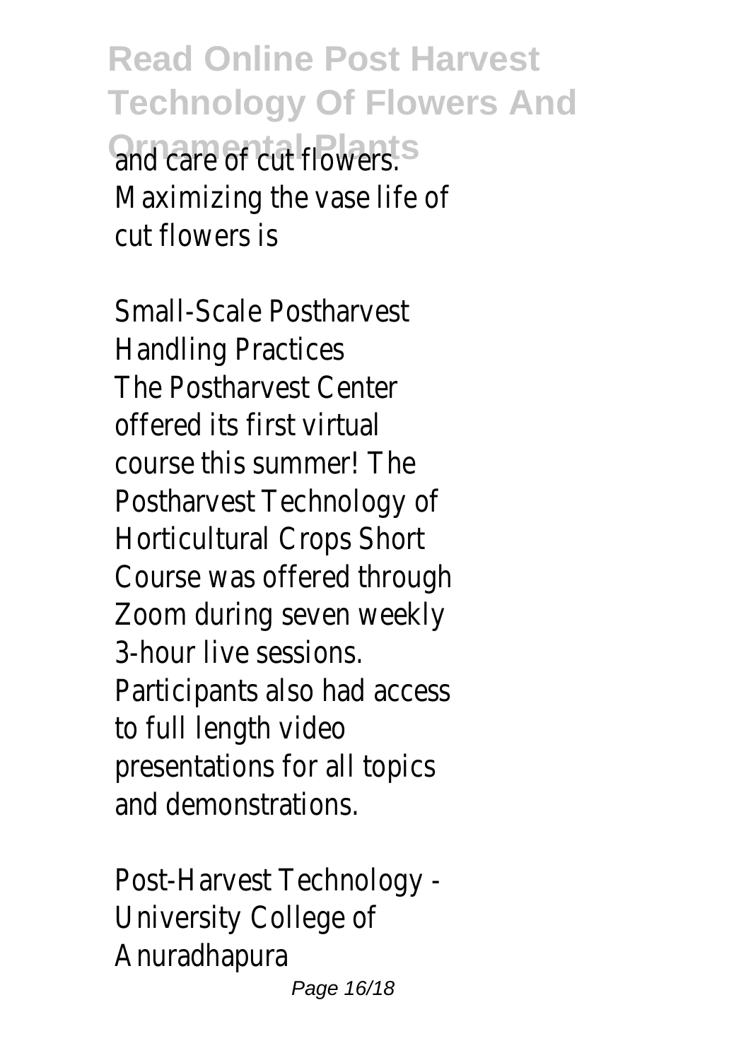and care of cut flowers. Maximizing the vase life of cut flowers is

Small-Scale Postharvest Handling Practices
The Postharvest Center offered its first virtual course this summer! The Postharvest Technology of Horticultural Crops Short Course was offered through Zoom during seven weekly 3-hour live sessions. Participants also had access to full length video presentations for all topics and demonstrations.

Post-Harvest Technology - University College of Anuradhapura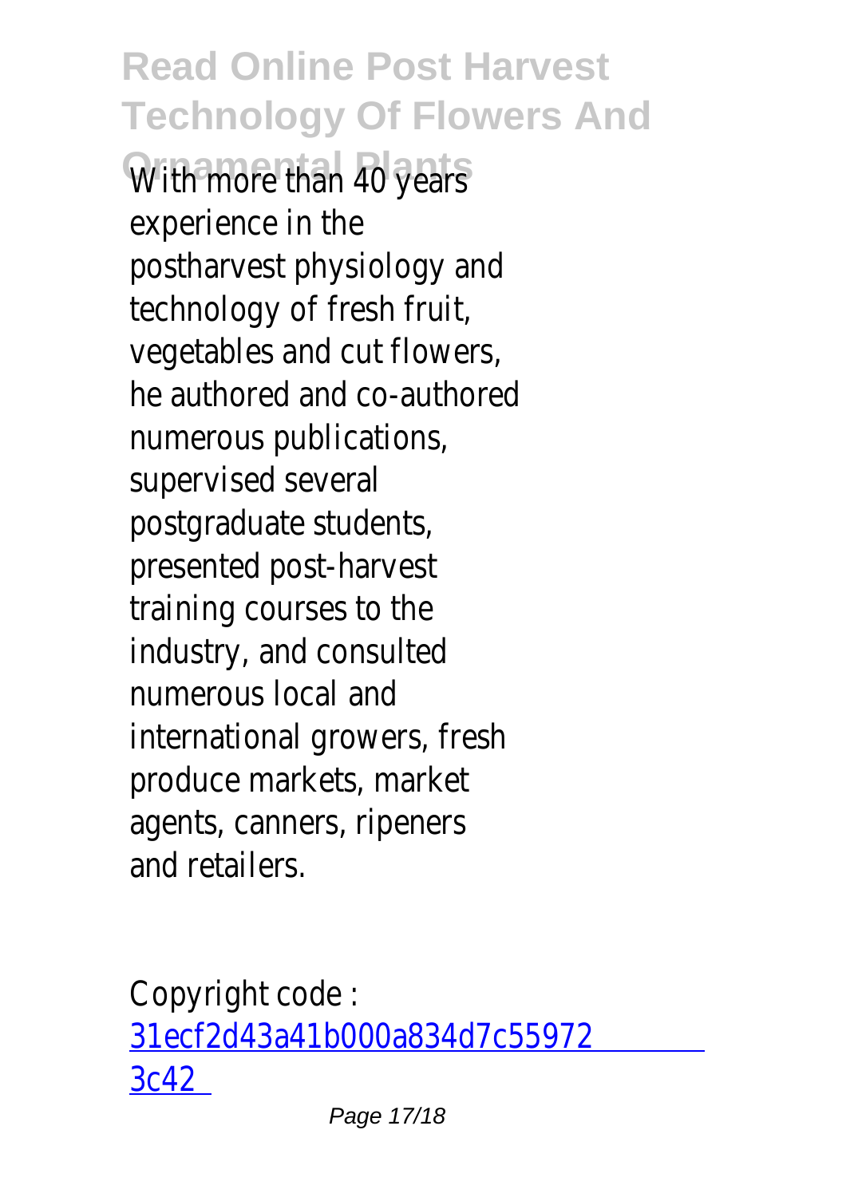With more than 40 years experience in the postharvest physiology and technology of fresh fruit, vegetables and cut flowers, he authored and co-authored numerous publications, supervised several postgraduate students, presented post-harvest training courses to the industry, and consulted numerous local and international growers, fresh produce markets, market agents, canners, ripeners and retailers.

Copyright code : 31ecf2d43a41b000a834d7c559723c42